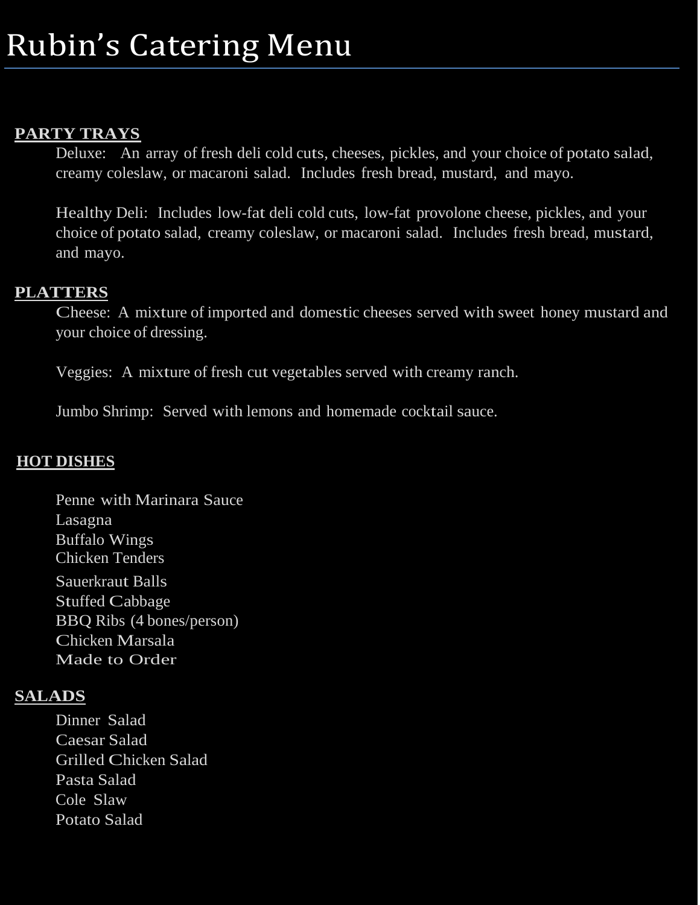# Rubin's Catering Menu

## PARTY TRAYS

Deluxe: An array of fresh deli cold cuts, cheeses, pickles, and your choice of potato salad, creamy coleslaw, or macaroni salad. Includes fresh bread, mustard, and mayo.

Healthy Deli: Includes low-fat deli cold cuts, low-fat provolone cheese, pickles, and your choice of potato salad, creamy coleslaw, or macaroni salad. Includes fresh bread, mustard, and mayo.

## PLATTERS

Cheese: A mixture of imported and domestic cheeses served with sweet honey mustard and your choice of dressing.

Veggies: A mixture of fresh cut vegetables served with creamy ranch.

Jumbo Shrimp: Served with lemons and homemade cocktail sauce.

## HOT DISHES

Penne with Marinara Sauce
Lasagna
Buffalo Wings
Chicken Tenders
Sauerkraut Balls
Stuffed Cabbage
BBQ Ribs (4 bones/person)
Chicken Marsala
Made to Order

## SALADS

Dinner Salad
Caesar Salad
Grilled Chicken Salad
Pasta Salad
Cole Slaw
Potato Salad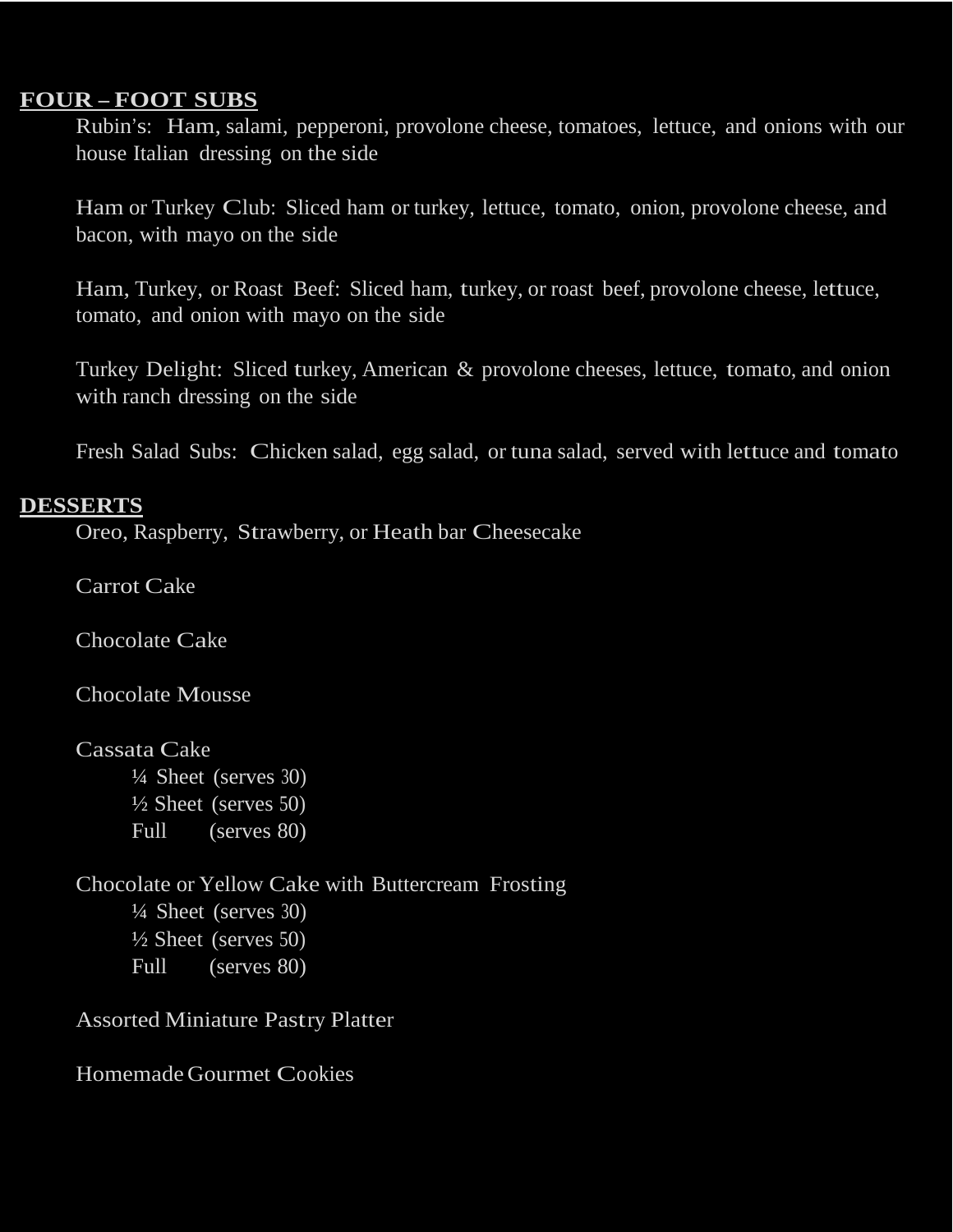## **FOUR – FOOT SUBS**

Rubin's: Ham, salami, pepperoni, provolone cheese, tomatoes, lettuce, and onions with our house Italian dressing on the side

Ham or Turkey Club: Sliced ham or turkey, lettuce, tomato, onion, provolone cheese, and bacon, with mayo on the side

Ham, Turkey, or Roast Beef: Sliced ham, turkey, or roast beef, provolone cheese, lettuce, tomato, and onion with mayo on the side

Turkey Delight: Sliced turkey, American & provolone cheeses, lettuce, tomato, and onion with ranch dressing on the side

Fresh Salad Subs: Chicken salad, egg salad, or tuna salad, served with lettuce and tomato

## **DESSERTS**

Oreo, Raspberry, Strawberry, or Heath bar Cheesecake

Carrot Cake

Chocolate Cake

Chocolate Mousse

Cassata Cake

- ¼ Sheet (serves 30)
- ½ Sheet (serves 50)
- Full (serves 80)

Chocolate or Yellow Cake with Buttercream Frosting

- ¼ Sheet (serves 30)
- ½ Sheet (serves 50)
- Full (serves 80)

Assorted Miniature Pastry Platter

Homemade Gourmet Cookies